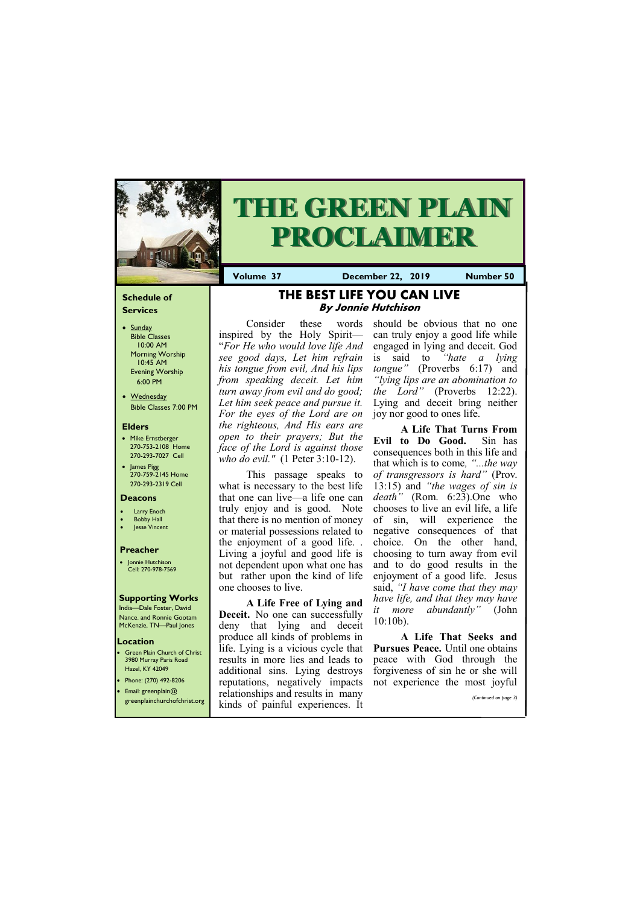# THE GREEN PLAIN PROCLAIMER

**Volume 37** | **December 22, 2019** | **Number 50**

## Schedule of Services

- Sunday
  - Bible Classes 10:00 AM
  - Morning Worship 10:45 AM
  - Evening Worship 6:00 PM
- Wednesday
  - Bible Classes 7:00 PM

## Elders

- Mike Ernstberger 270-753-2108 Home 270-293-7027 Cell
- James Pigg 270-759-2145 Home 270-293-2319 Cell

## Deacons

- Larry Enoch
- Bobby Hall
- Jesse Vincent

## Preacher

- Jonnie Hutchison Cell: 270-978-7569

## Supporting Works

India—Dale Foster, David Nance. and Ronnie Gootam McKenzie, TN—Paul Jones

## Location

- Green Plain Church of Christ 3980 Murray Paris Road Hazel, KY 42049
- Phone: (270) 492-8206
- Email: greenplain@greenplainchurchofchrist.org

# THE BEST LIFE YOU CAN LIVE

### *By Jonnie Hutchison*

Consider these words inspired by the Holy Spirit—"*For He who would love life And see good days, Let him refrain his tongue from evil, And his lips from speaking deceit. Let him turn away from evil and do good; Let him seek peace and pursue it. For the eyes of the Lord are on the righteous, And His ears are open to their prayers; But the face of the Lord is against those who do evil."* (1 Peter 3:10-12).

This passage speaks to what is necessary to the best life that one can live—a life one can truly enjoy and is good. Note that there is no mention of money or material possessions related to the enjoyment of a good life. . Living a joyful and good life is not dependent upon what one has but rather upon the kind of life one chooses to live.

**A Life Free of Lying and Deceit.** No one can successfully deny that lying and deceit produce all kinds of problems in life. Lying is a vicious cycle that results in more lies and leads to additional sins. Lying destroys reputations, negatively impacts relationships and results in many kinds of painful experiences. It should be obvious that no one can truly enjoy a good life while engaged in lying and deceit. God is said to *"hate a lying tongue"* (Proverbs 6:17) and *"lying lips are an abomination to the Lord"* (Proverbs 12:22). Lying and deceit bring neither joy nor good to ones life.

**A Life That Turns From Evil to Do Good.** Sin has consequences both in this life and that which is to come*, "...the way of transgressors is hard"* (Prov. 13:15) and *"the wages of sin is death"* (Rom. 6:23).One who chooses to live an evil life, a life of sin, will experience the negative consequences of that choice. On the other hand, choosing to turn away from evil and to do good results in the enjoyment of a good life. Jesus said, *"I have come that they may have life, and that they may have it more abundantly"* (John 10:10b).

**A Life That Seeks and Pursues Peace.** Until one obtains peace with God through the forgiveness of sin he or she will not experience the most joyful

*(Continued on page 3)*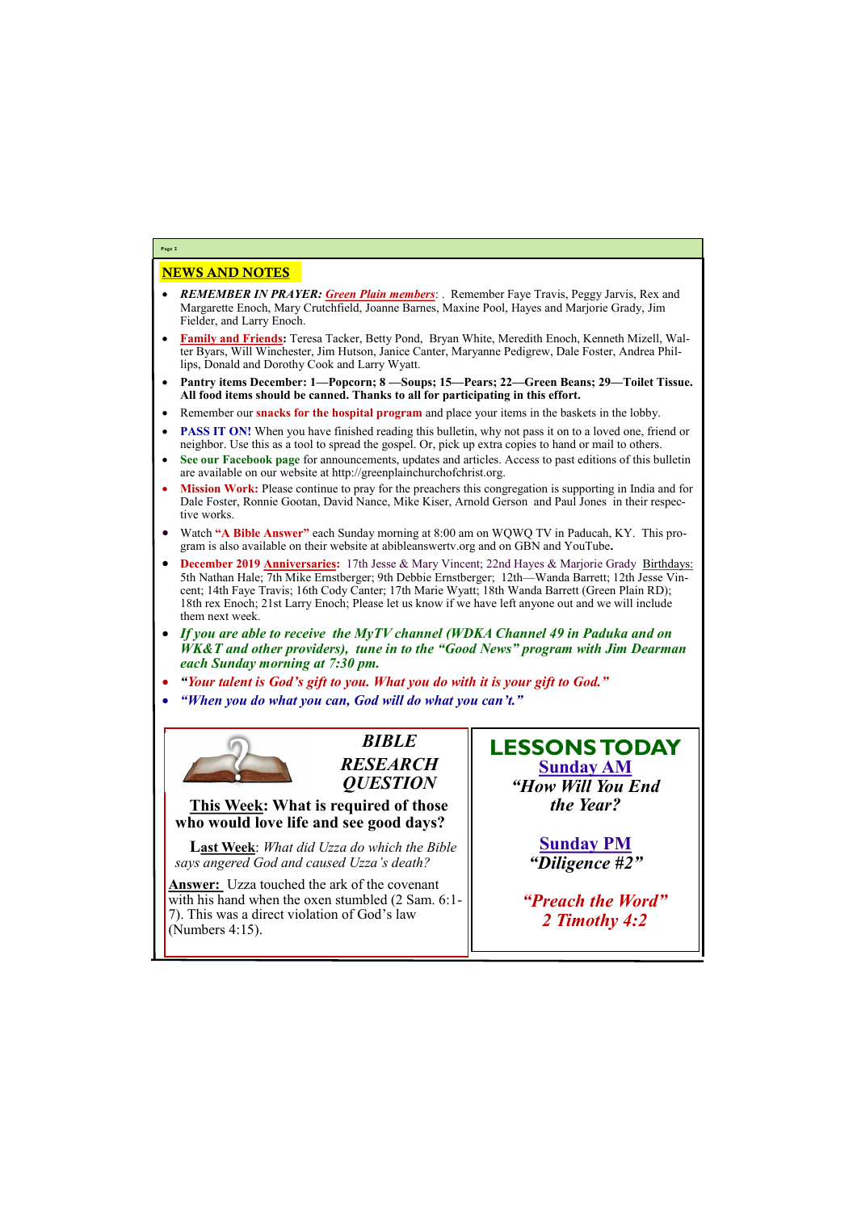## NEWS AND NOTES

- ***REMEMBER IN PRAYER: Green Plain members***: . Remember Faye Travis, Peggy Jarvis, Rex and Margarette Enoch, Mary Crutchfield, Joanne Barnes, Maxine Pool, Hayes and Marjorie Grady, Jim Fielder, and Larry Enoch.
- **Family and Friends:** Teresa Tacker, Betty Pond, Bryan White, Meredith Enoch, Kenneth Mizell, Walter Byars, Will Winchester, Jim Hutson, Janice Canter, Maryanne Pedigrew, Dale Foster, Andrea Phillips, Donald and Dorothy Cook and Larry Wyatt.
- **Pantry items December: 1—Popcorn; 8 —Soups; 15—Pears; 22—Green Beans; 29—Toilet Tissue. All food items should be canned. Thanks to all for participating in this effort.**
- Remember our **snacks for the hospital program** and place your items in the baskets in the lobby.
- **PASS IT ON!** When you have finished reading this bulletin, why not pass it on to a loved one, friend or neighbor. Use this as a tool to spread the gospel. Or, pick up extra copies to hand or mail to others.
- **See our Facebook page** for announcements, updates and articles. Access to past editions of this bulletin are available on our website at http://greenplainchurchofchrist.org.
- **Mission Work:** Please continue to pray for the preachers this congregation is supporting in India and for Dale Foster, Ronnie Gootan, David Nance, Mike Kiser, Arnold Gerson and Paul Jones in their respective works.
- Watch **"A Bible Answer"** each Sunday morning at 8:00 am on WQWQ TV in Paducah, KY. This program is also available on their website at abibleanswertv.org and on GBN and YouTube**.**
- **December 2019 Anniversaries:** 17th Jesse & Mary Vincent; 22nd Hayes & Marjorie Grady Birthdays: 5th Nathan Hale; 7th Mike Ernstberger; 9th Debbie Ernstberger; 12th—Wanda Barrett; 12th Jesse Vincent; 14th Faye Travis; 16th Cody Canter; 17th Marie Wyatt; 18th Wanda Barrett (Green Plain RD); 18th rex Enoch; 21st Larry Enoch; Please let us know if we have left anyone out and we will include them next week.
- ***If you are able to receive the MyTV channel (WDKA Channel 49 in Paduka and on WK&T and other providers), tune in to the "Good News" program with Jim Dearman each Sunday morning at 7:30 pm.***
- ***"Your talent is God's gift to you. What you do with it is your gift to God."***
- ***"When you do what you can, God will do what you can't."***

### *BIBLE RESEARCH QUESTION*

**This Week: What is required of those who would love life and see good days?**

**Last Week**: *What did Uzza do which the Bible says angered God and caused Uzza's death?*

**Answer:** Uzza touched the ark of the covenant with his hand when the oxen stumbled (2 Sam. 6:1-7). This was a direct violation of God's law (Numbers 4:15).

### LESSONS TODAY

**Sunday AM**

***"How Will You End the Year?***

**Sunday PM**

***"Diligence #2"***

***"Preach the Word" 2 Timothy 4:2***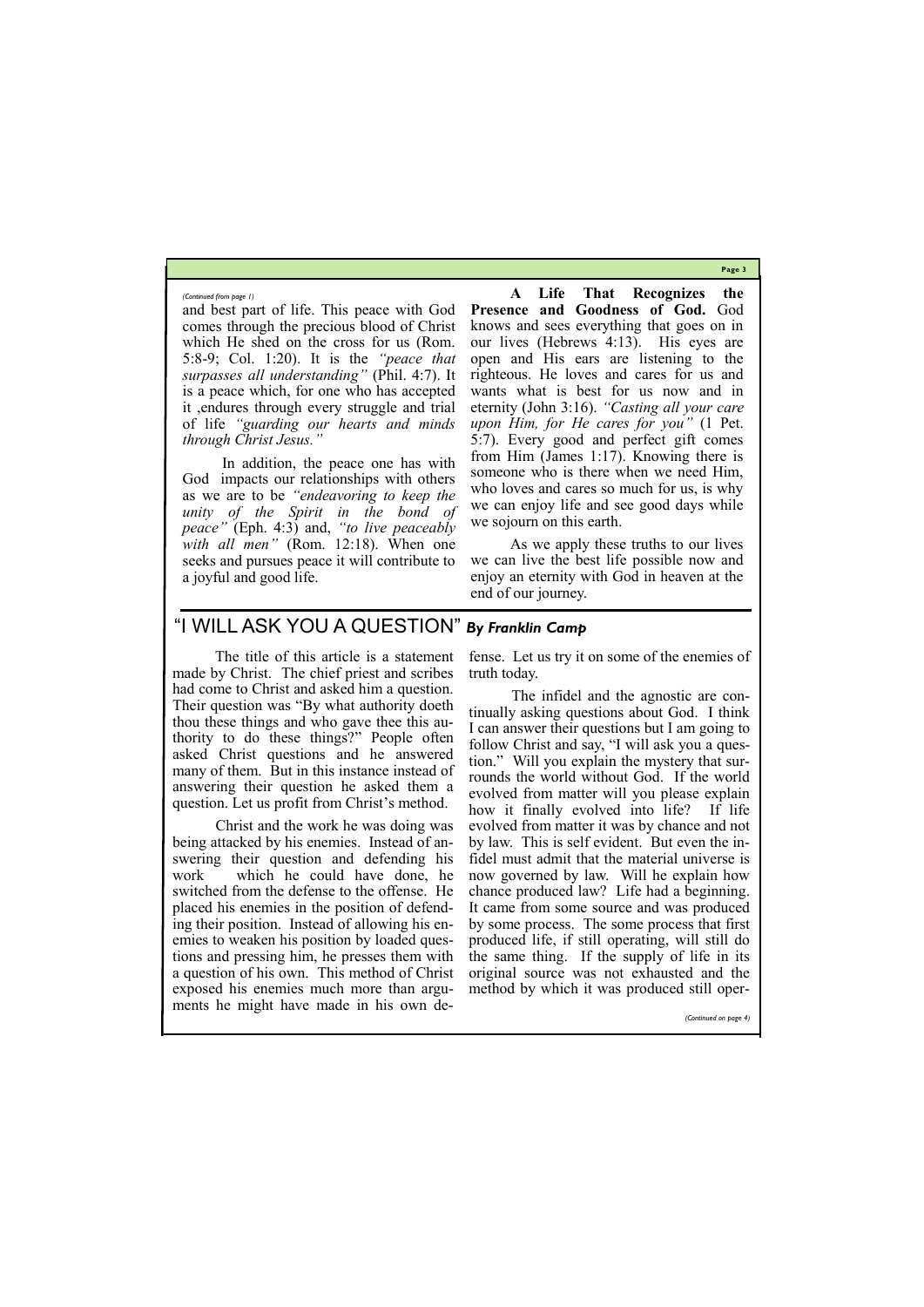*(Continued from page 1)*

and best part of life. This peace with God comes through the precious blood of Christ which He shed on the cross for us (Rom. 5:8-9; Col. 1:20). It is the *"peace that surpasses all understanding"* (Phil. 4:7). It is a peace which, for one who has accepted it ,endures through every struggle and trial of life *"guarding our hearts and minds through Christ Jesus."*

In addition, the peace one has with God impacts our relationships with others as we are to be *"endeavoring to keep the unity of the Spirit in the bond of peace"* (Eph. 4:3) and, *"to live peaceably with all men"* (Rom. 12:18). When one seeks and pursues peace it will contribute to a joyful and good life.

**A Life That Recognizes the Presence and Goodness of God.** God knows and sees everything that goes on in our lives (Hebrews 4:13). His eyes are open and His ears are listening to the righteous. He loves and cares for us and wants what is best for us now and in eternity (John 3:16). *"Casting all your care upon Him, for He cares for you"* (1 Pet. 5:7). Every good and perfect gift comes from Him (James 1:17). Knowing there is someone who is there when we need Him, who loves and cares so much for us, is why we can enjoy life and see good days while we sojourn on this earth.

As we apply these truths to our lives we can live the best life possible now and enjoy an eternity with God in heaven at the end of our journey.

## "I WILL ASK YOU A QUESTION" *By Franklin Camp*

The title of this article is a statement made by Christ. The chief priest and scribes had come to Christ and asked him a question. Their question was "By what authority doeth thou these things and who gave thee this authority to do these things?" People often asked Christ questions and he answered many of them. But in this instance instead of answering their question he asked them a question. Let us profit from Christ's method.

Christ and the work he was doing was being attacked by his enemies. Instead of answering their question and defending his work which he could have done, he switched from the defense to the offense. He placed his enemies in the position of defending their position. Instead of allowing his enemies to weaken his position by loaded questions and pressing him, he presses them with a question of his own. This method of Christ exposed his enemies much more than arguments he might have made in his own defense. Let us try it on some of the enemies of truth today.

The infidel and the agnostic are continually asking questions about God. I think I can answer their questions but I am going to follow Christ and say, "I will ask you a question." Will you explain the mystery that surrounds the world without God. If the world evolved from matter will you please explain how it finally evolved into life? If life evolved from matter it was by chance and not by law. This is self evident. But even the infidel must admit that the material universe is now governed by law. Will he explain how chance produced law? Life had a beginning. It came from some source and was produced by some process. The some process that first produced life, if still operating, will still do the same thing. If the supply of life in its original source was not exhausted and the method by which it was produced still oper-

*(Continued on page 4)*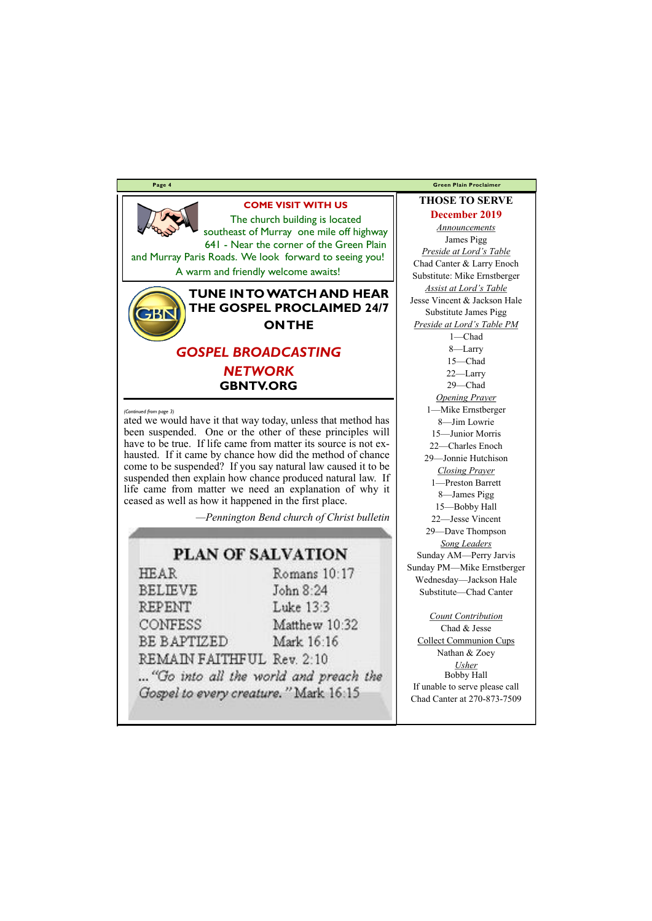## COME VISIT WITH US

The church building is located southeast of Murray one mile off highway 641 - Near the corner of the Green Plain and Murray Paris Roads. We look forward to seeing you! A warm and friendly welcome awaits!

## TUNE IN TO WATCH AND HEAR THE GOSPEL PROCLAIMED 24/7 ON THE

## *GOSPEL BROADCASTING NETWORK*

**GBNTV.ORG**

*(Continued from page 3)*

ated we would have it that way today, unless that method has been suspended. One or the other of these principles will have to be true. If life came from matter its source is not exhausted. If it came by chance how did the method of chance come to be suspended? If you say natural law caused it to be suspended then explain how chance produced natural law. If life came from matter we need an explanation of why it ceased as well as how it happened in the first place.

—*Pennington Bend church of Christ bulletin*

## PLAN OF SALVATION

| | |
|---|---|
| HEAR | Romans 10:17 |
| BELIEVE | John 8:24 |
| REPENT | Luke 13:3 |
| CONFESS | Matthew 10:32 |
| BE BAPTIZED | Mark 16:16 |
| REMAIN FAITHFUL | Rev. 2:10 |

*..."Go into all the world and preach the Gospel to every creature."* Mark 16:15

## THOSE TO SERVE

## December 2019

*Announcements*
James Pigg

*Preside at Lord's Table*
Chad Canter & Larry Enoch
Substitute: Mike Ernstberger

*Assist at Lord's Table*
Jesse Vincent & Jackson Hale
Substitute James Pigg

*Preside at Lord's Table PM*
1—Chad
8—Larry
15—Chad
22—Larry
29—Chad

*Opening Prayer*
1—Mike Ernstberger
8—Jim Lowrie
15—Junior Morris
22—Charles Enoch
29—Jonnie Hutchison

*Closing Prayer*
1—Preston Barrett
8—James Pigg
15—Bobby Hall
22—Jesse Vincent
29—Dave Thompson

*Song Leaders*
Sunday AM—Perry Jarvis
Sunday PM—Mike Ernstberger
Wednesday—Jackson Hale
Substitute—Chad Canter

*Count Contribution*
Chad & Jesse

Collect Communion Cups
Nathan & Zoey

*Usher*
Bobby Hall

If unable to serve please call Chad Canter at 270-873-7509